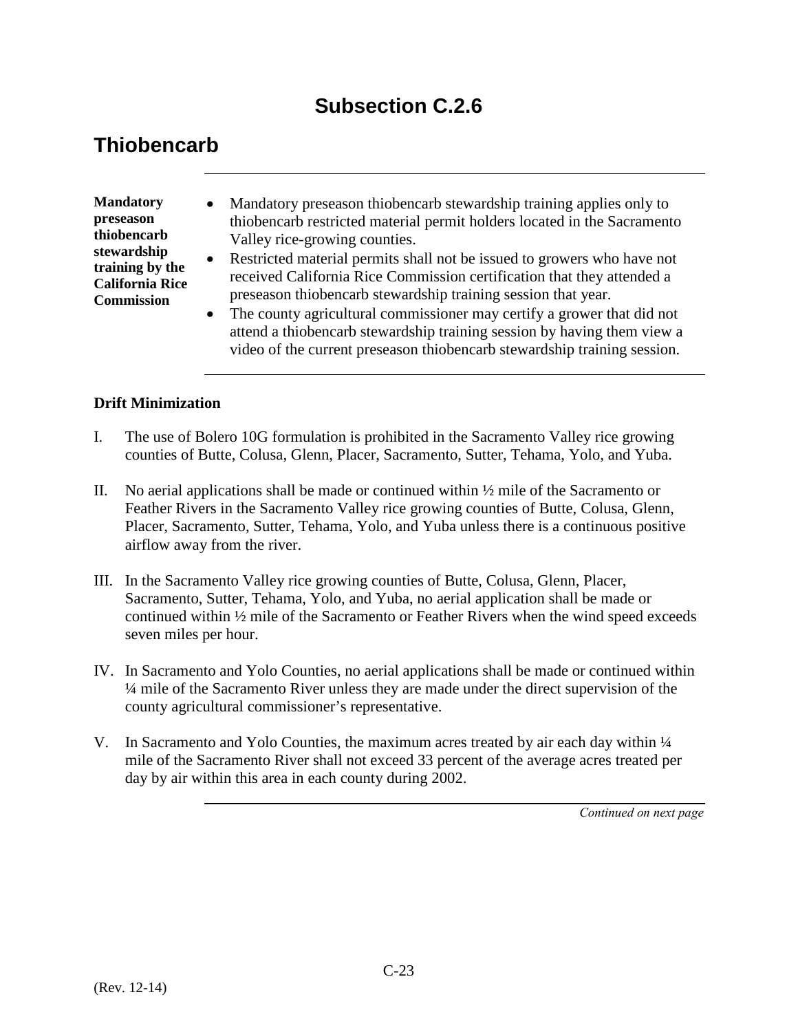# Subsection C.2.6

## Thiobencarb

**Mandatory preseason thiobencarb stewardship training by the California Rice Commission**

- Mandatory preseason thiobencarb stewardship training applies only to thiobencarb restricted material permit holders located in the Sacramento Valley rice-growing counties.
- Restricted material permits shall not be issued to growers who have not received California Rice Commission certification that they attended a preseason thiobencarb stewardship training session that year.
- The county agricultural commissioner may certify a grower that did not attend a thiobencarb stewardship training session by having them view a video of the current preseason thiobencarb stewardship training session.

### Drift Minimization

I. The use of Bolero 10G formulation is prohibited in the Sacramento Valley rice growing counties of Butte, Colusa, Glenn, Placer, Sacramento, Sutter, Tehama, Yolo, and Yuba.

II. No aerial applications shall be made or continued within ½ mile of the Sacramento or Feather Rivers in the Sacramento Valley rice growing counties of Butte, Colusa, Glenn, Placer, Sacramento, Sutter, Tehama, Yolo, and Yuba unless there is a continuous positive airflow away from the river.

III. In the Sacramento Valley rice growing counties of Butte, Colusa, Glenn, Placer, Sacramento, Sutter, Tehama, Yolo, and Yuba, no aerial application shall be made or continued within ½ mile of the Sacramento or Feather Rivers when the wind speed exceeds seven miles per hour.

IV. In Sacramento and Yolo Counties, no aerial applications shall be made or continued within ¼ mile of the Sacramento River unless they are made under the direct supervision of the county agricultural commissioner's representative.

V. In Sacramento and Yolo Counties, the maximum acres treated by air each day within ¼ mile of the Sacramento River shall not exceed 33 percent of the average acres treated per day by air within this area in each county during 2002.

*Continued on next page*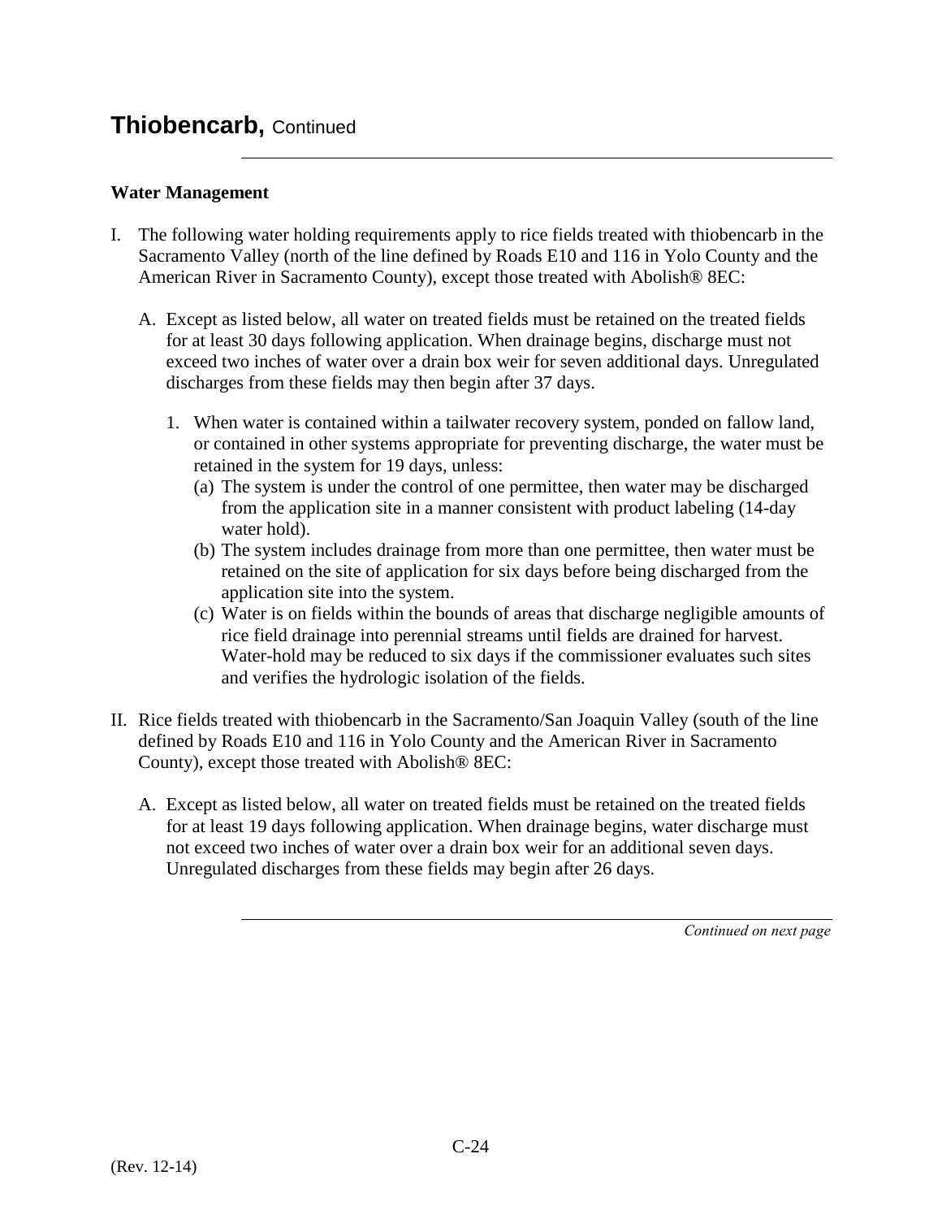# Thiobencarb, Continued

**Water Management**

I. The following water holding requirements apply to rice fields treated with thiobencarb in the Sacramento Valley (north of the line defined by Roads E10 and 116 in Yolo County and the American River in Sacramento County), except those treated with Abolish® 8EC:

   A. Except as listed below, all water on treated fields must be retained on the treated fields for at least 30 days following application. When drainage begins, discharge must not exceed two inches of water over a drain box weir for seven additional days. Unregulated discharges from these fields may then begin after 37 days.

      1. When water is contained within a tailwater recovery system, ponded on fallow land, or contained in other systems appropriate for preventing discharge, the water must be retained in the system for 19 days, unless:
         (a) The system is under the control of one permittee, then water may be discharged from the application site in a manner consistent with product labeling (14-day water hold).
         (b) The system includes drainage from more than one permittee, then water must be retained on the site of application for six days before being discharged from the application site into the system.
         (c) Water is on fields within the bounds of areas that discharge negligible amounts of rice field drainage into perennial streams until fields are drained for harvest. Water-hold may be reduced to six days if the commissioner evaluates such sites and verifies the hydrologic isolation of the fields.

II. Rice fields treated with thiobencarb in the Sacramento/San Joaquin Valley (south of the line defined by Roads E10 and 116 in Yolo County and the American River in Sacramento County), except those treated with Abolish® 8EC:

   A. Except as listed below, all water on treated fields must be retained on the treated fields for at least 19 days following application. When drainage begins, water discharge must not exceed two inches of water over a drain box weir for an additional seven days. Unregulated discharges from these fields may begin after 26 days.

*Continued on next page*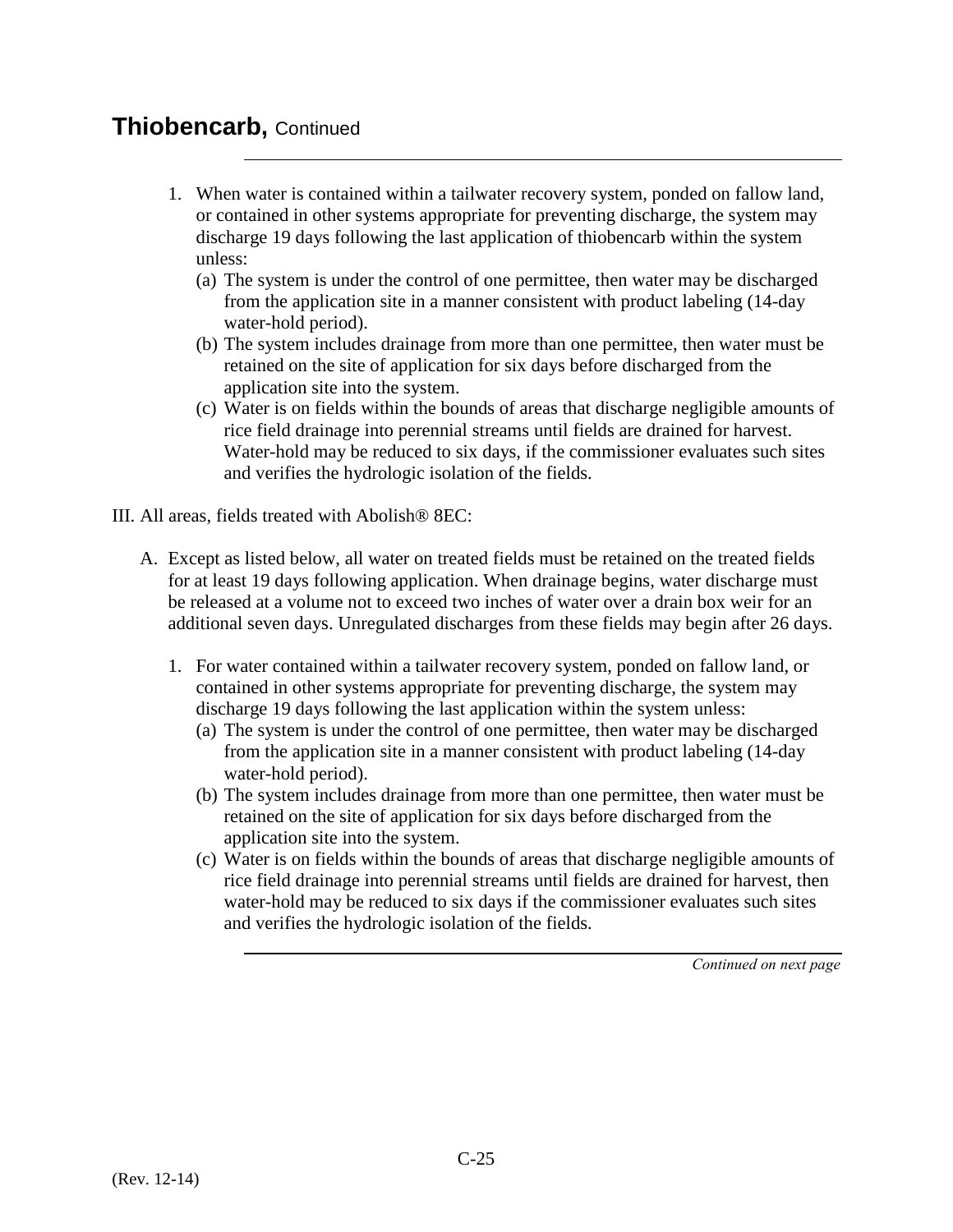# Thiobencarb, Continued

1. When water is contained within a tailwater recovery system, ponded on fallow land, or contained in other systems appropriate for preventing discharge, the system may discharge 19 days following the last application of thiobencarb within the system unless:
   (a) The system is under the control of one permittee, then water may be discharged from the application site in a manner consistent with product labeling (14-day water-hold period).
   (b) The system includes drainage from more than one permittee, then water must be retained on the site of application for six days before discharged from the application site into the system.
   (c) Water is on fields within the bounds of areas that discharge negligible amounts of rice field drainage into perennial streams until fields are drained for harvest. Water-hold may be reduced to six days, if the commissioner evaluates such sites and verifies the hydrologic isolation of the fields.

III. All areas, fields treated with Abolish® 8EC:

A. Except as listed below, all water on treated fields must be retained on the treated fields for at least 19 days following application. When drainage begins, water discharge must be released at a volume not to exceed two inches of water over a drain box weir for an additional seven days. Unregulated discharges from these fields may begin after 26 days.

1. For water contained within a tailwater recovery system, ponded on fallow land, or contained in other systems appropriate for preventing discharge, the system may discharge 19 days following the last application within the system unless:
   (a) The system is under the control of one permittee, then water may be discharged from the application site in a manner consistent with product labeling (14-day water-hold period).
   (b) The system includes drainage from more than one permittee, then water must be retained on the site of application for six days before discharged from the application site into the system.
   (c) Water is on fields within the bounds of areas that discharge negligible amounts of rice field drainage into perennial streams until fields are drained for harvest, then water-hold may be reduced to six days if the commissioner evaluates such sites and verifies the hydrologic isolation of the fields.

*Continued on next page*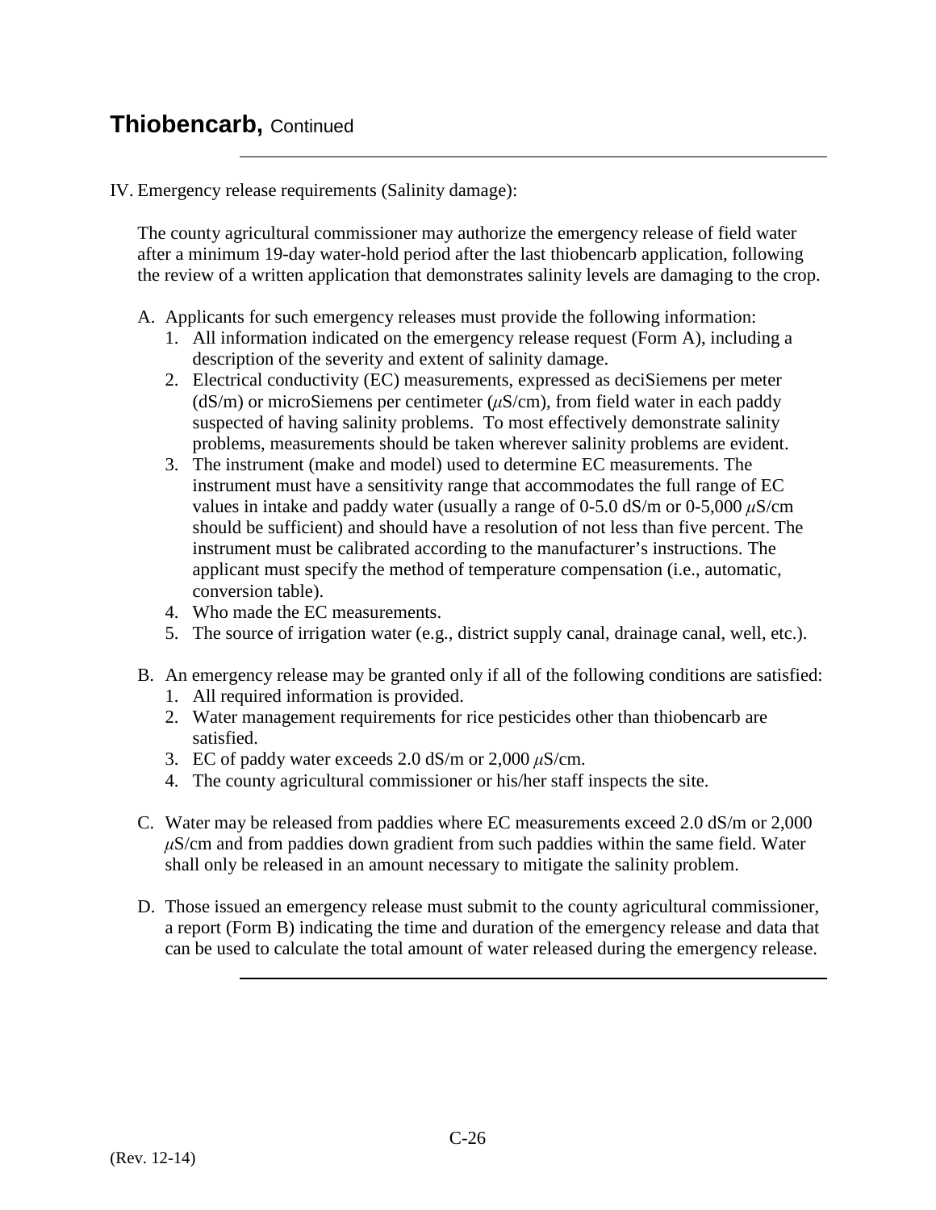## **Thiobencarb,** Continued

IV. Emergency release requirements (Salinity damage):

The county agricultural commissioner may authorize the emergency release of field water after a minimum 19-day water-hold period after the last thiobencarb application, following the review of a written application that demonstrates salinity levels are damaging to the crop.

A. Applicants for such emergency releases must provide the following information:
   1. All information indicated on the emergency release request (Form A), including a description of the severity and extent of salinity damage.
   2. Electrical conductivity (EC) measurements, expressed as deciSiemens per meter (dS/m) or microSiemens per centimeter ($\mu$S/cm), from field water in each paddy suspected of having salinity problems. To most effectively demonstrate salinity problems, measurements should be taken wherever salinity problems are evident.
   3. The instrument (make and model) used to determine EC measurements. The instrument must have a sensitivity range that accommodates the full range of EC values in intake and paddy water (usually a range of 0-5.0 dS/m or 0-5,000 $\mu$S/cm should be sufficient) and should have a resolution of not less than five percent. The instrument must be calibrated according to the manufacturer's instructions. The applicant must specify the method of temperature compensation (i.e., automatic, conversion table).
   4. Who made the EC measurements.
   5. The source of irrigation water (e.g., district supply canal, drainage canal, well, etc.).

B. An emergency release may be granted only if all of the following conditions are satisfied:
   1. All required information is provided.
   2. Water management requirements for rice pesticides other than thiobencarb are satisfied.
   3. EC of paddy water exceeds 2.0 dS/m or 2,000 $\mu$S/cm.
   4. The county agricultural commissioner or his/her staff inspects the site.

C. Water may be released from paddies where EC measurements exceed 2.0 dS/m or 2,000 $\mu$S/cm and from paddies down gradient from such paddies within the same field. Water shall only be released in an amount necessary to mitigate the salinity problem.

D. Those issued an emergency release must submit to the county agricultural commissioner, a report (Form B) indicating the time and duration of the emergency release and data that can be used to calculate the total amount of water released during the emergency release.

(Rev. 12-14)